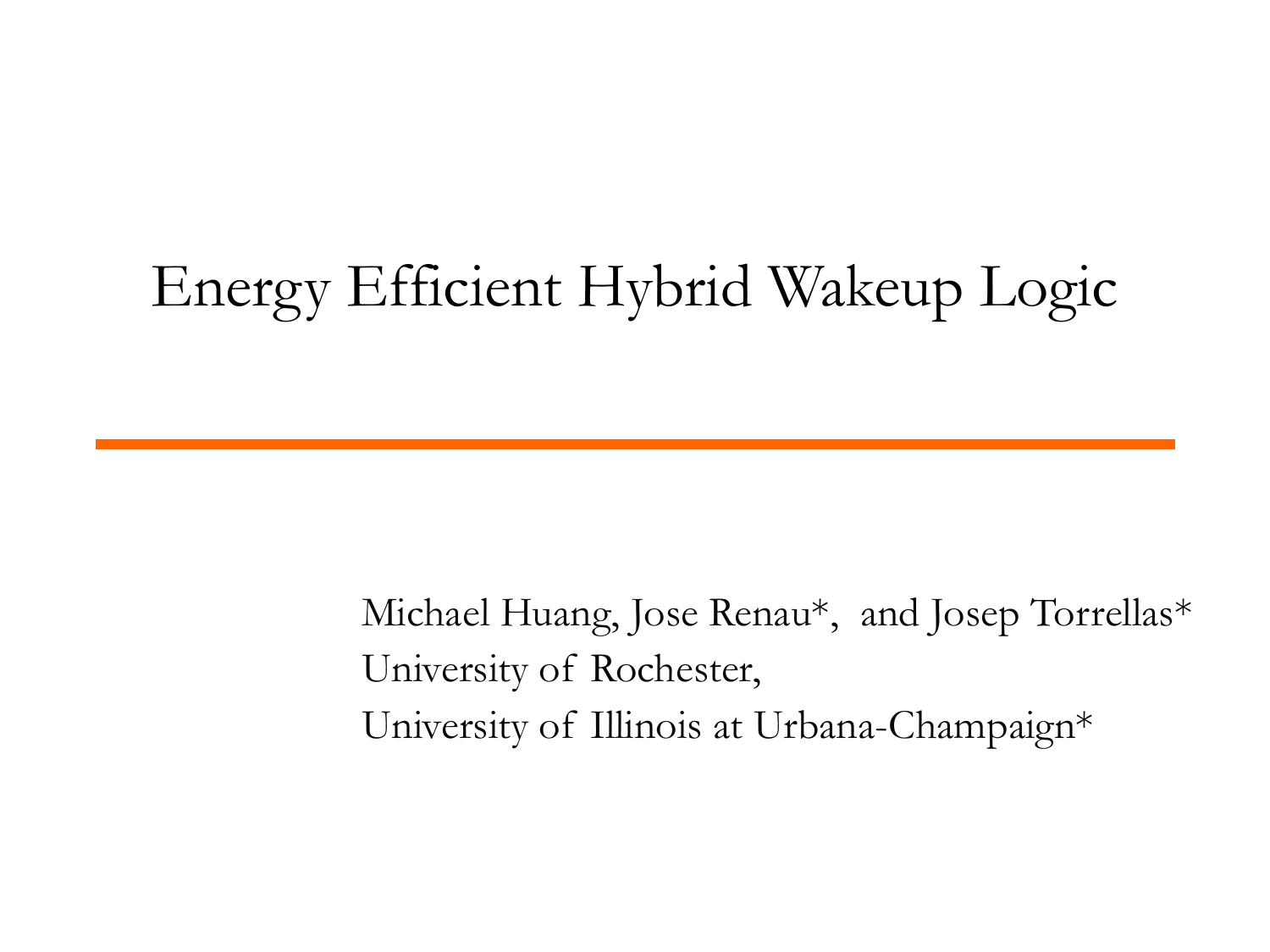# Energy Efficient Hybrid Wakeup Logic

Michael Huang, Jose Renau*, and Josep Torrellas*

University of Rochester,

University of Illinois at Urbana-Champaign*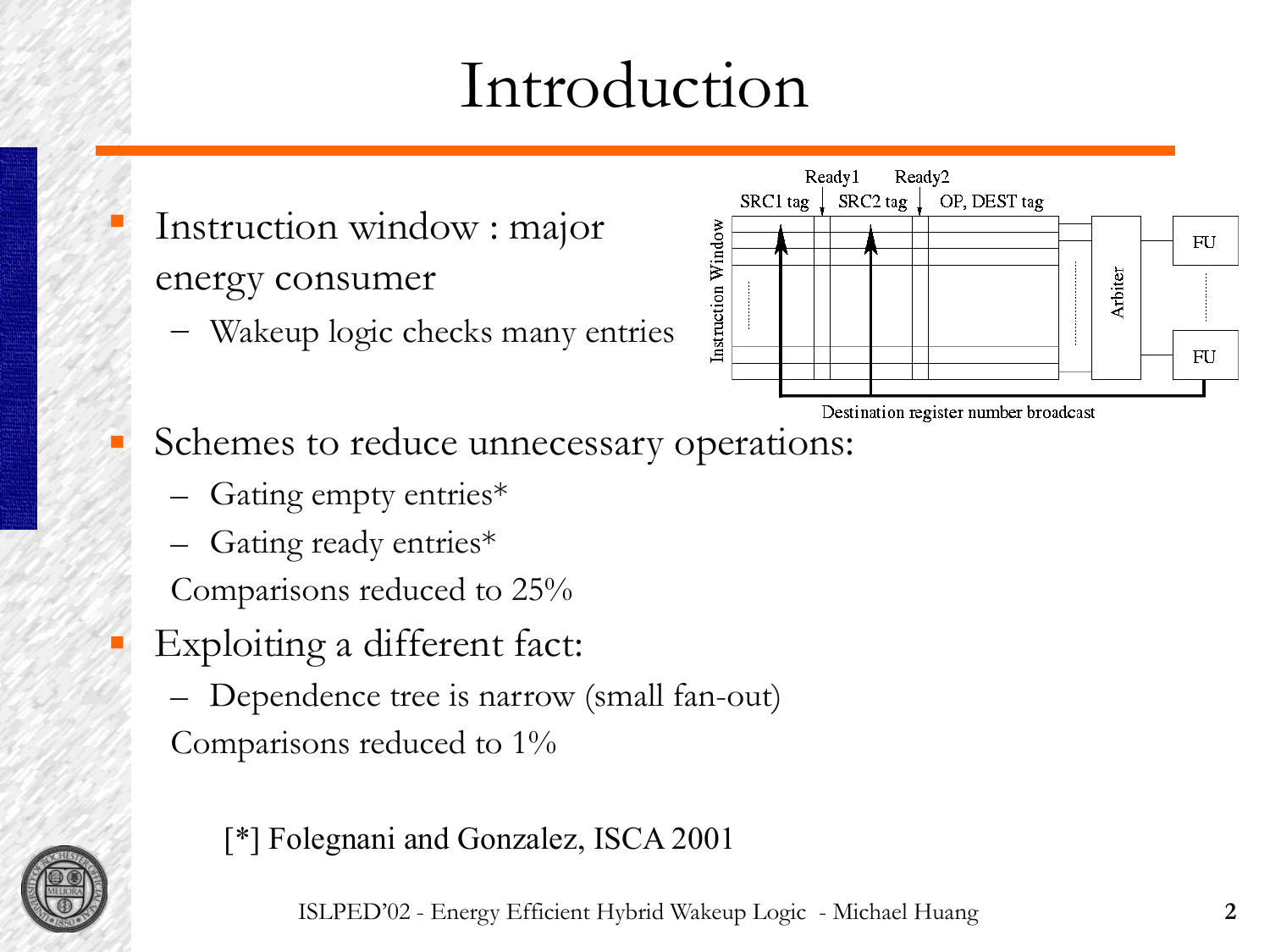# Introduction

- Instruction window : major energy consumer
  - Wakeup logic checks many entries

- Schemes to reduce unnecessary operations:
  - Gating empty entries*
  - Gating ready entries*

  Comparisons reduced to 25%

- Exploiting a different fact:
  - Dependence tree is narrow (small fan-out)

  Comparisons reduced to 1%

[*] Folegnani and Gonzalez, ISCA 2001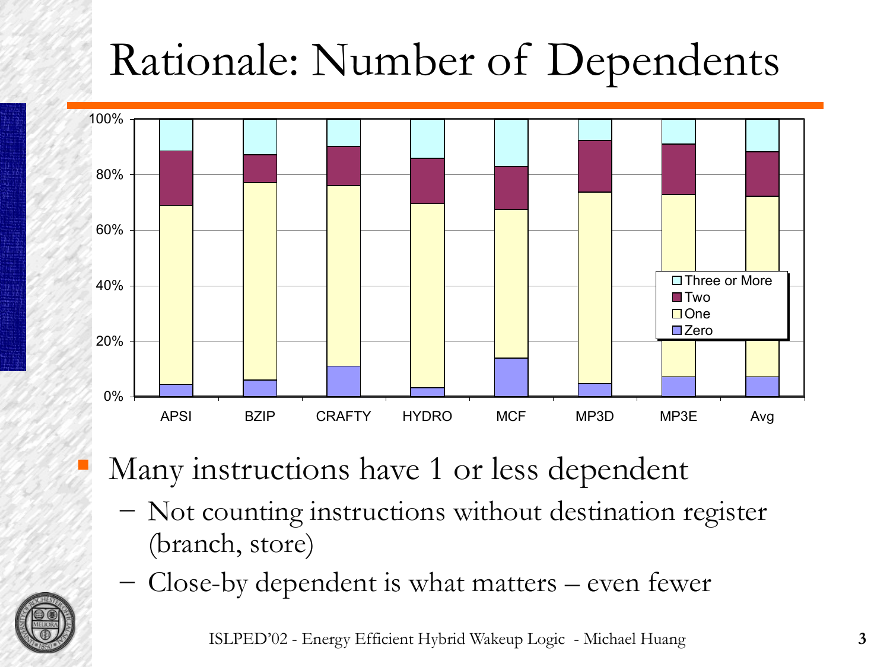# Rationale: Number of Dependents

- Many instructions have 1 or less dependent
  - Not counting instructions without destination register (branch, store)
  - Close-by dependent is what matters – even fewer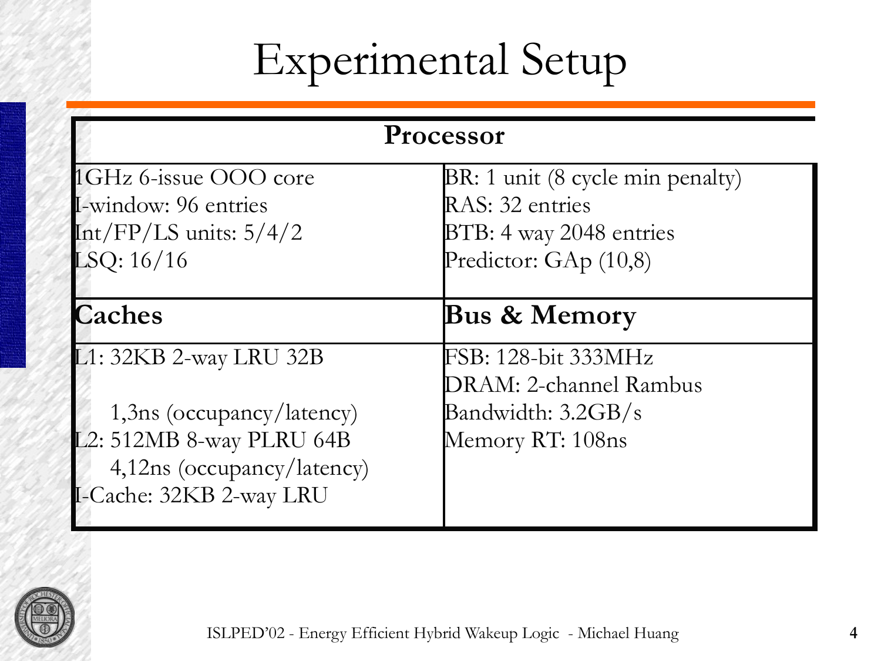# Experimental Setup

| Processor | |
|---|---|
| 1GHz 6-issue OOO core<br>I-window: 96 entries<br>Int/FP/LS units: 5/4/2<br>LSQ: 16/16 | BR: 1 unit (8 cycle min penalty)<br>RAS: 32 entries<br>BTB: 4 way 2048 entries<br>Predictor: GAp (10,8) |
| **Caches** | **Bus & Memory** |
| L1: 32KB 2-way LRU 32B<br>1,3ns (occupancy/latency)<br>L2: 512MB 8-way PLRU 64B<br>4,12ns (occupancy/latency)<br>I-Cache: 32KB 2-way LRU | FSB: 128-bit 333MHz<br>DRAM: 2-channel Rambus<br>Bandwidth: 3.2GB/s<br>Memory RT: 108ns |

ISLPED'02 - Energy Efficient Hybrid Wakeup Logic - Michael Huang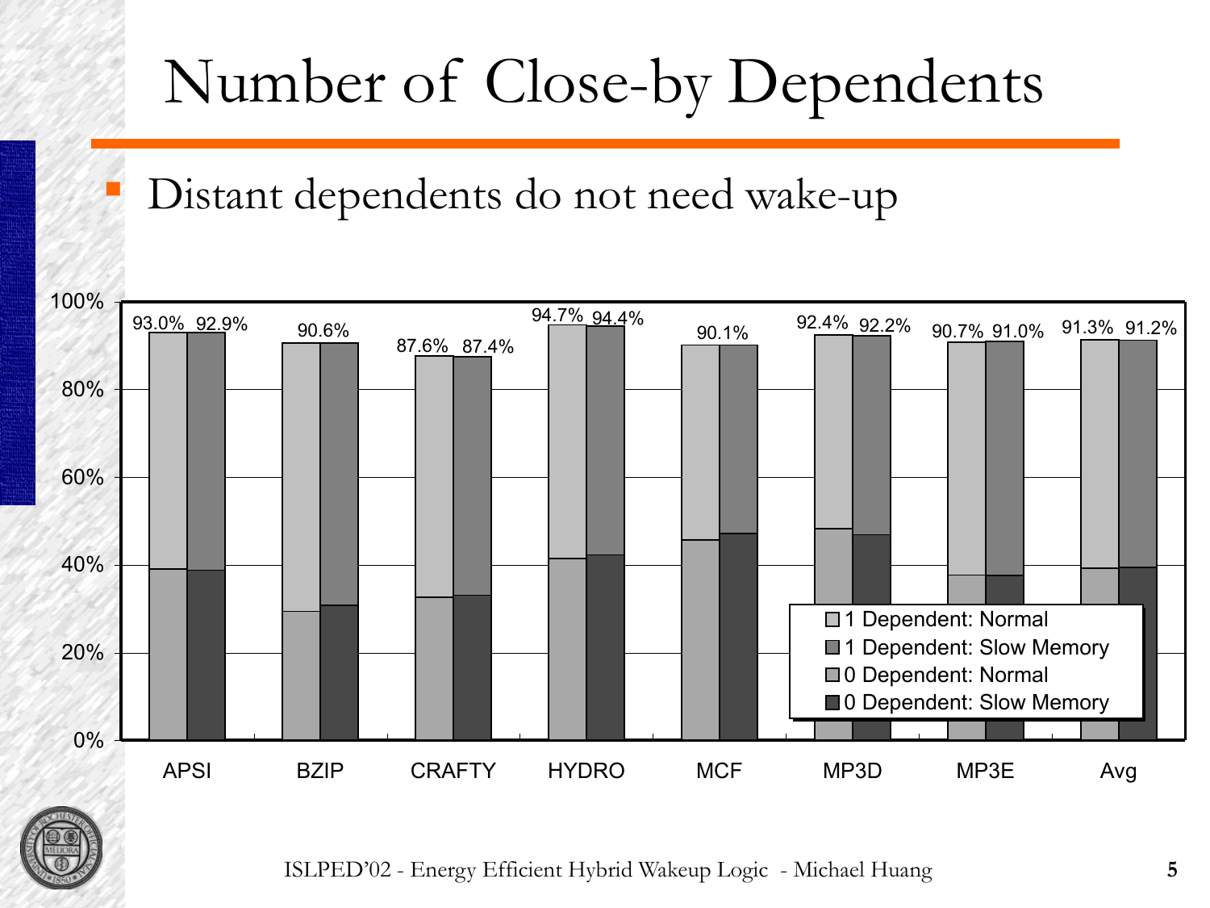# Number of Close-by Dependents

- Distant dependents do not need wake-up

| | APSI | BZIP | CRAFTY | HYDRO | MCF | MP3D | MP3E | Avg |
|---|---|---|---|---|---|---|---|---|
| Normal | 93.0% | 90.6% | 87.6% | 94.7% | 90.1% | 92.4% | 90.7% | 91.3% |
| Slow Memory | 92.9% | 90.6% | 87.4% | 94.4% | 90.1% | 92.2% | 91.0% | 91.2% |

Legend: 1 Dependent: Normal; 1 Dependent: Slow Memory; 0 Dependent: Normal; 0 Dependent: Slow Memory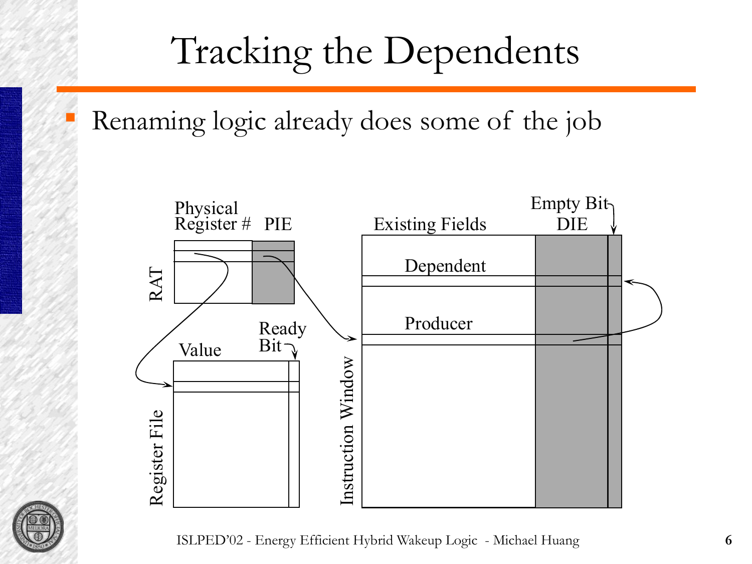# Tracking the Dependents

- Renaming logic already does some of the job

Physical Register # | PIE | Existing Fields | Empty Bit | DIE

RAT | Register File | Value | Ready Bit | Instruction Window | Dependent | Producer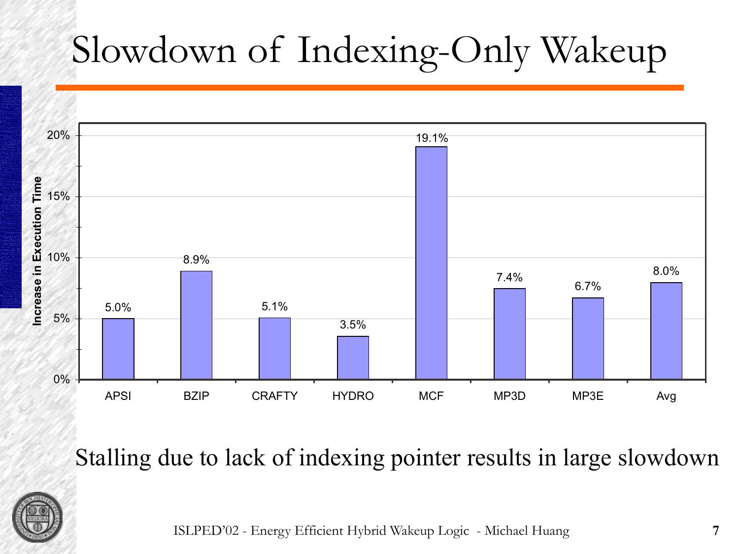# Slowdown of Indexing-Only Wakeup

| Benchmark | Increase in Execution Time |
|---|---|
| APSI | 5.0% |
| BZIP | 8.9% |
| CRAFTY | 5.1% |
| HYDRO | 3.5% |
| MCF | 19.1% |
| MP3D | 7.4% |
| MP3E | 6.7% |
| Avg | 8.0% |

Stalling due to lack of indexing pointer results in large slowdown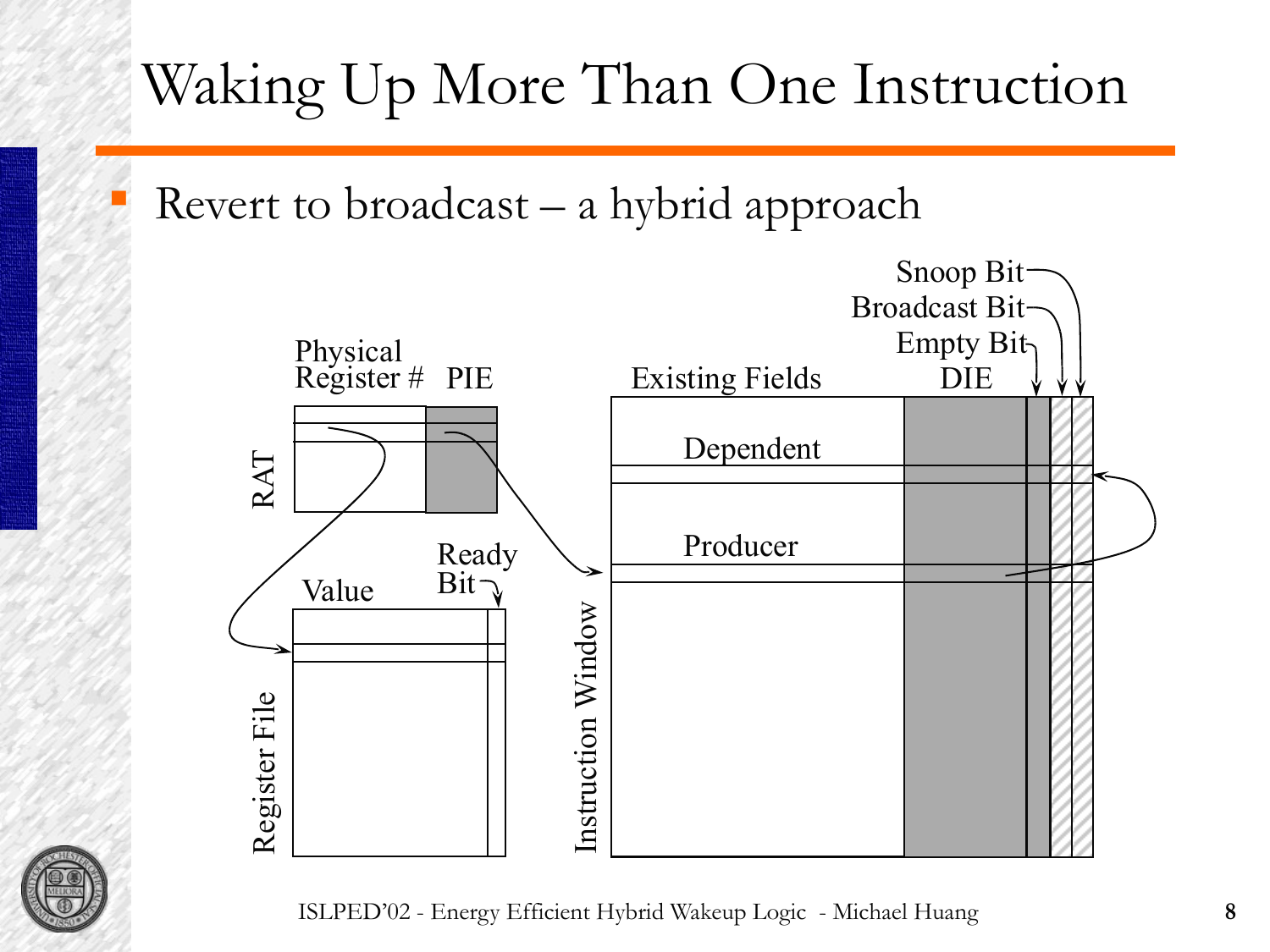# Waking Up More Than One Instruction

- Revert to broadcast – a hybrid approach

Snoop Bit
Broadcast Bit
Empty Bit

Physical Register # PIE

Existing Fields DIE

RAT

Dependent

Producer

Ready Bit

Value

Register File

Instruction Window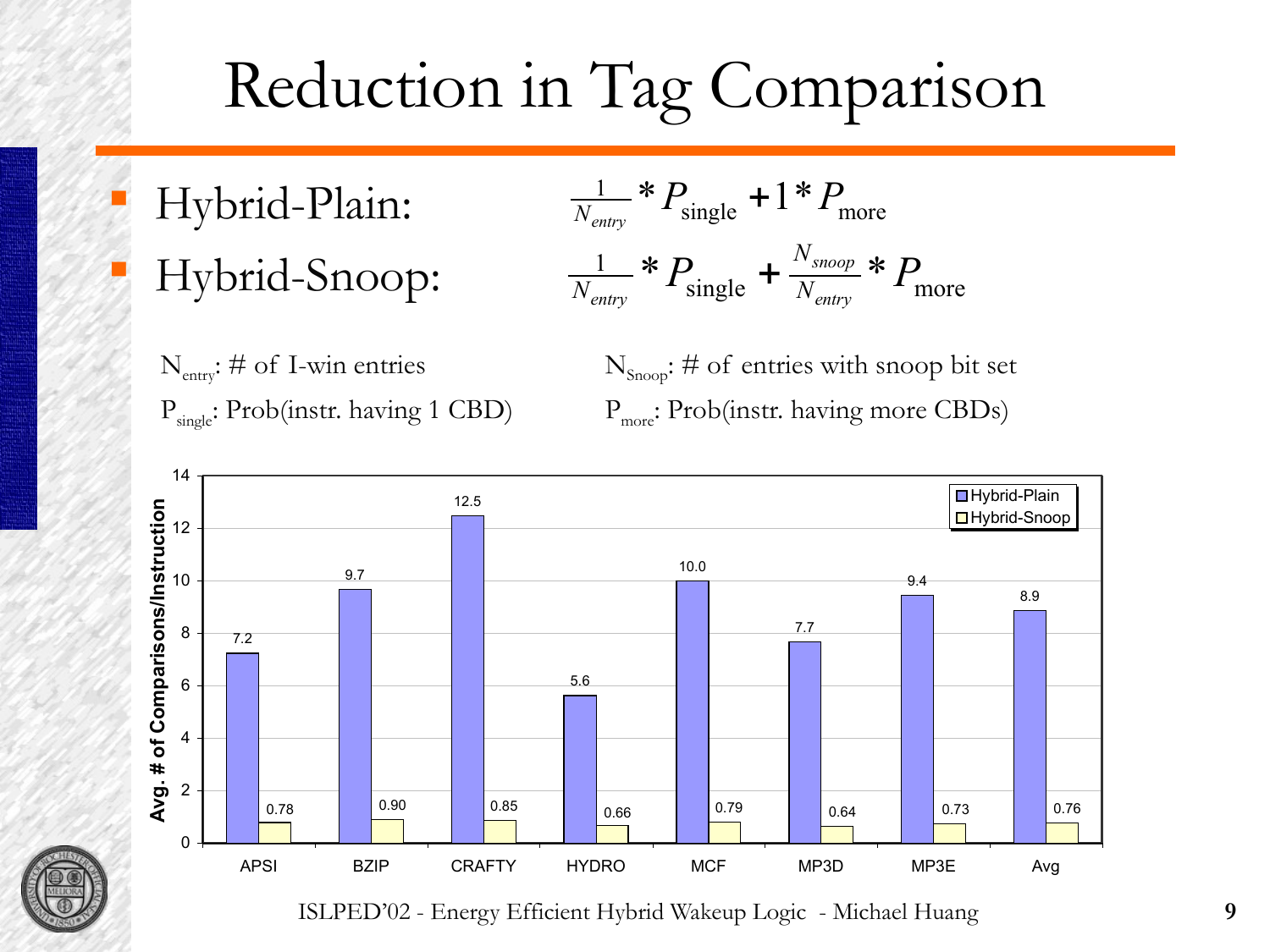# Reduction in Tag Comparison

- Hybrid-Plain: $\frac{1}{N_{entry}} * P_{\text{single}} + 1 * P_{\text{more}}$
- Hybrid-Snoop: $\frac{1}{N_{entry}} * P_{\text{single}} + \frac{N_{snoop}}{N_{entry}} * P_{\text{more}}$

$N_{entry}$: # of I-win entries

$P_{single}$: Prob(instr. having 1 CBD)

$N_{Snoop}$: # of entries with snoop bit set

$P_{more}$: Prob(instr. having more CBDs)

| Benchmark | Hybrid-Plain | Hybrid-Snoop |
|---|---|---|
| APSI | 7.2 | 0.78 |
| BZIP | 9.7 | 0.90 |
| CRAFTY | 12.5 | 0.85 |
| HYDRO | 5.6 | 0.66 |
| MCF | 10.0 | 0.79 |
| MP3D | 7.7 | 0.64 |
| MP3E | 9.4 | 0.73 |
| Avg | 8.9 | 0.76 |

Avg. # of Comparisons/Instruction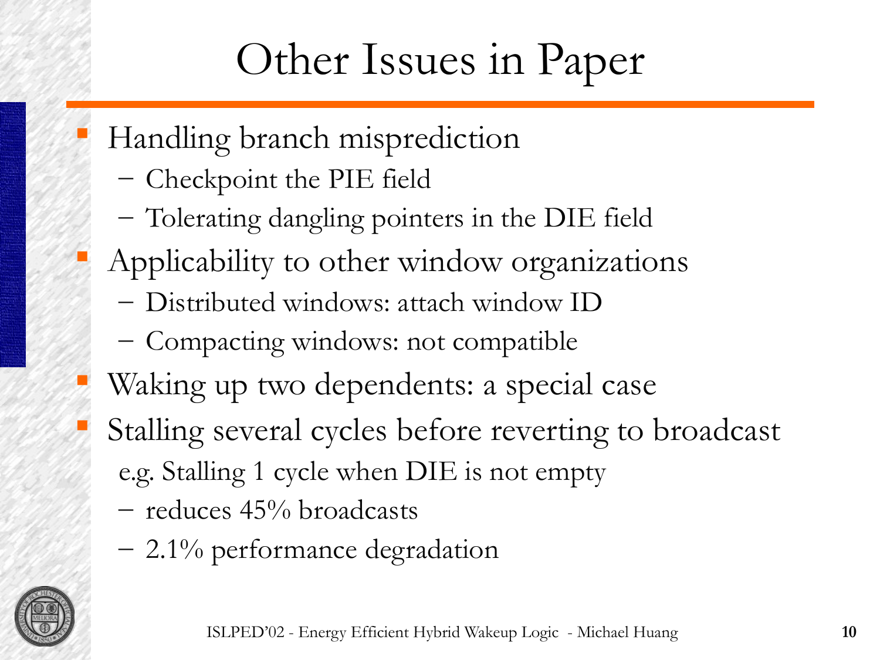# Other Issues in Paper

- Handling branch misprediction
  - Checkpoint the PIE field
  - Tolerating dangling pointers in the DIE field
- Applicability to other window organizations
  - Distributed windows: attach window ID
  - Compacting windows: not compatible
- Waking up two dependents: a special case
- Stalling several cycles before reverting to broadcast

  e.g. Stalling 1 cycle when DIE is not empty

  - reduces 45% broadcasts
  - 2.1% performance degradation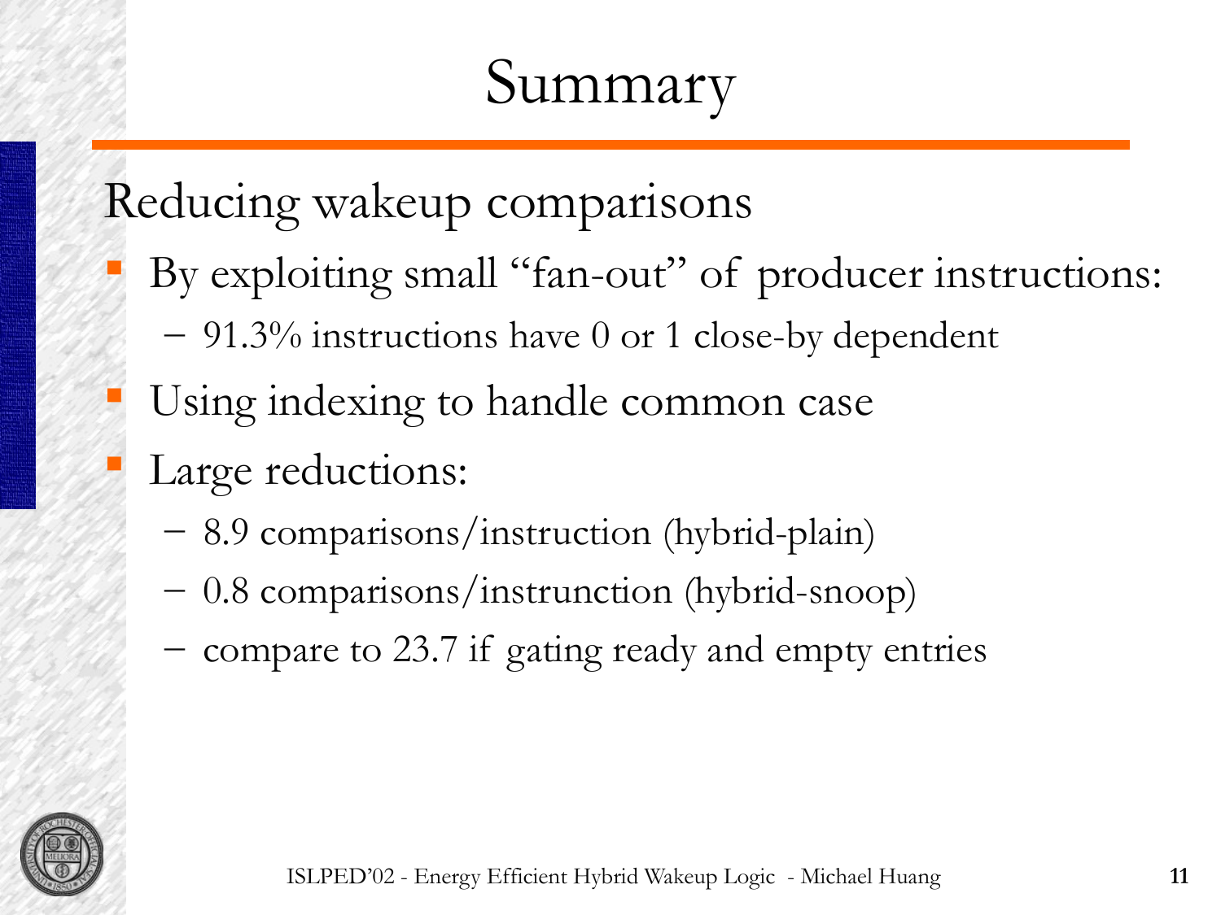# Summary

Reducing wakeup comparisons

- By exploiting small "fan-out" of producer instructions:
  - 91.3% instructions have 0 or 1 close-by dependent
- Using indexing to handle common case
- Large reductions:
  - 8.9 comparisons/instruction (hybrid-plain)
  - 0.8 comparisons/instrunction (hybrid-snoop)
  - compare to 23.7 if gating ready and empty entries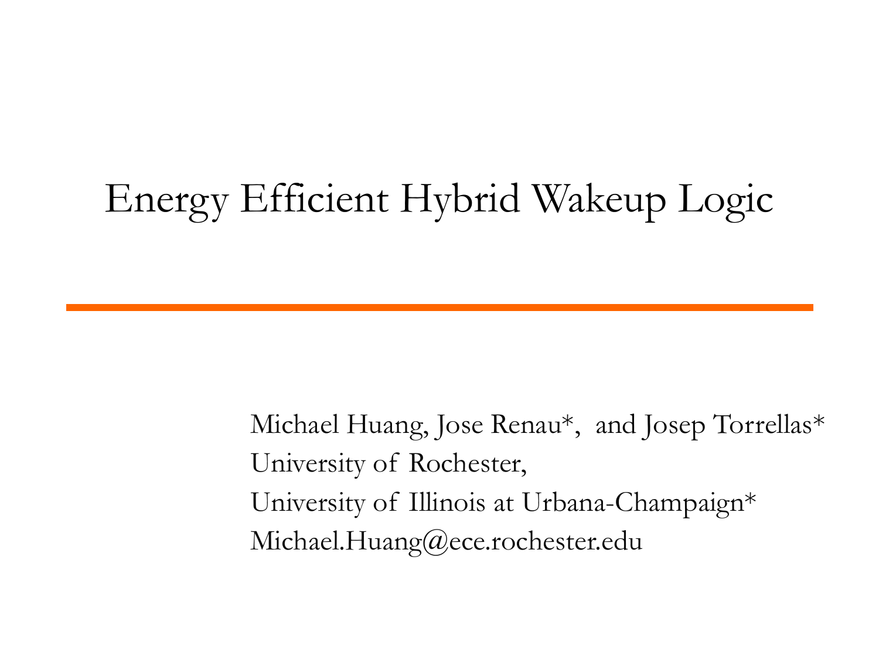# Energy Efficient Hybrid Wakeup Logic

Michael Huang, Jose Renau*, and Josep Torrellas*

University of Rochester,

University of Illinois at Urbana-Champaign*

Michael.Huang@ece.rochester.edu